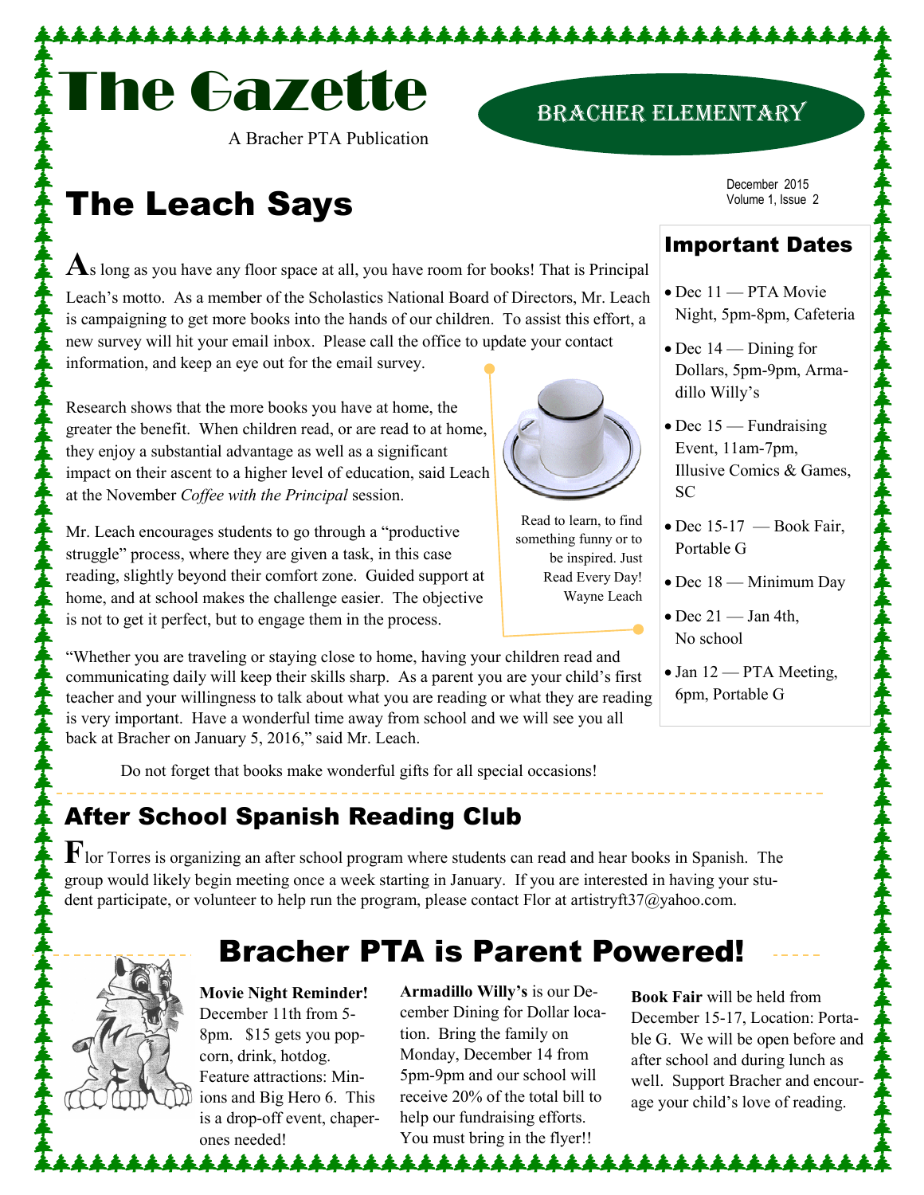# The Gazette

A Bracher PTA Publication

BRACHER ELEMENTARY

December 2015
Volume 1, Issue 2

## The Leach Says

As long as you have any floor space at all, you have room for books! That is Principal Leach's motto. As a member of the Scholastics National Board of Directors, Mr. Leach is campaigning to get more books into the hands of our children. To assist this effort, a new survey will hit your email inbox. Please call the office to update your contact information, and keep an eye out for the email survey.

Research shows that the more books you have at home, the greater the benefit. When children read, or are read to at home, they enjoy a substantial advantage as well as a significant impact on their ascent to a higher level of education, said Leach at the November *Coffee with the Principal* session.

Mr. Leach encourages students to go through a "productive struggle" process, where they are given a task, in this case reading, slightly beyond their comfort zone. Guided support at home, and at school makes the challenge easier. The objective is not to get it perfect, but to engage them in the process.

> Read to learn, to find something funny or to be inspired. Just Read Every Day!
> Wayne Leach

"Whether you are traveling or staying close to home, having your children read and communicating daily will keep their skills sharp. As a parent you are your child's first teacher and your willingness to talk about what you are reading or what they are reading is very important. Have a wonderful time away from school and we will see you all back at Bracher on January 5, 2016," said Mr. Leach.

Do not forget that books make wonderful gifts for all special occasions!

### Important Dates

- Dec 11 — PTA Movie Night, 5pm-8pm, Cafeteria
- Dec 14 — Dining for Dollars, 5pm-9pm, Armadillo Willy's
- Dec 15 — Fundraising Event, 11am-7pm, Illusive Comics & Games, SC
- Dec 15-17 — Book Fair, Portable G
- Dec 18 — Minimum Day
- Dec 21 — Jan 4th, No school
- Jan 12 — PTA Meeting, 6pm, Portable G

## After School Spanish Reading Club

Flor Torres is organizing an after school program where students can read and hear books in Spanish. The group would likely begin meeting once a week starting in January. If you are interested in having your student participate, or volunteer to help run the program, please contact Flor at artistryft37@yahoo.com.

## Bracher PTA is Parent Powered!

**Movie Night Reminder!** December 11th from 5-8pm. $15 gets you popcorn, drink, hotdog. Feature attractions: Minions and Big Hero 6. This is a drop-off event, chaperones needed!

**Armadillo Willy's** is our December Dining for Dollar location. Bring the family on Monday, December 14 from 5pm-9pm and our school will receive 20% of the total bill to help our fundraising efforts. You must bring in the flyer!!

**Book Fair** will be held from December 15-17, Location: Portable G. We will be open before and after school and during lunch as well. Support Bracher and encourage your child's love of reading.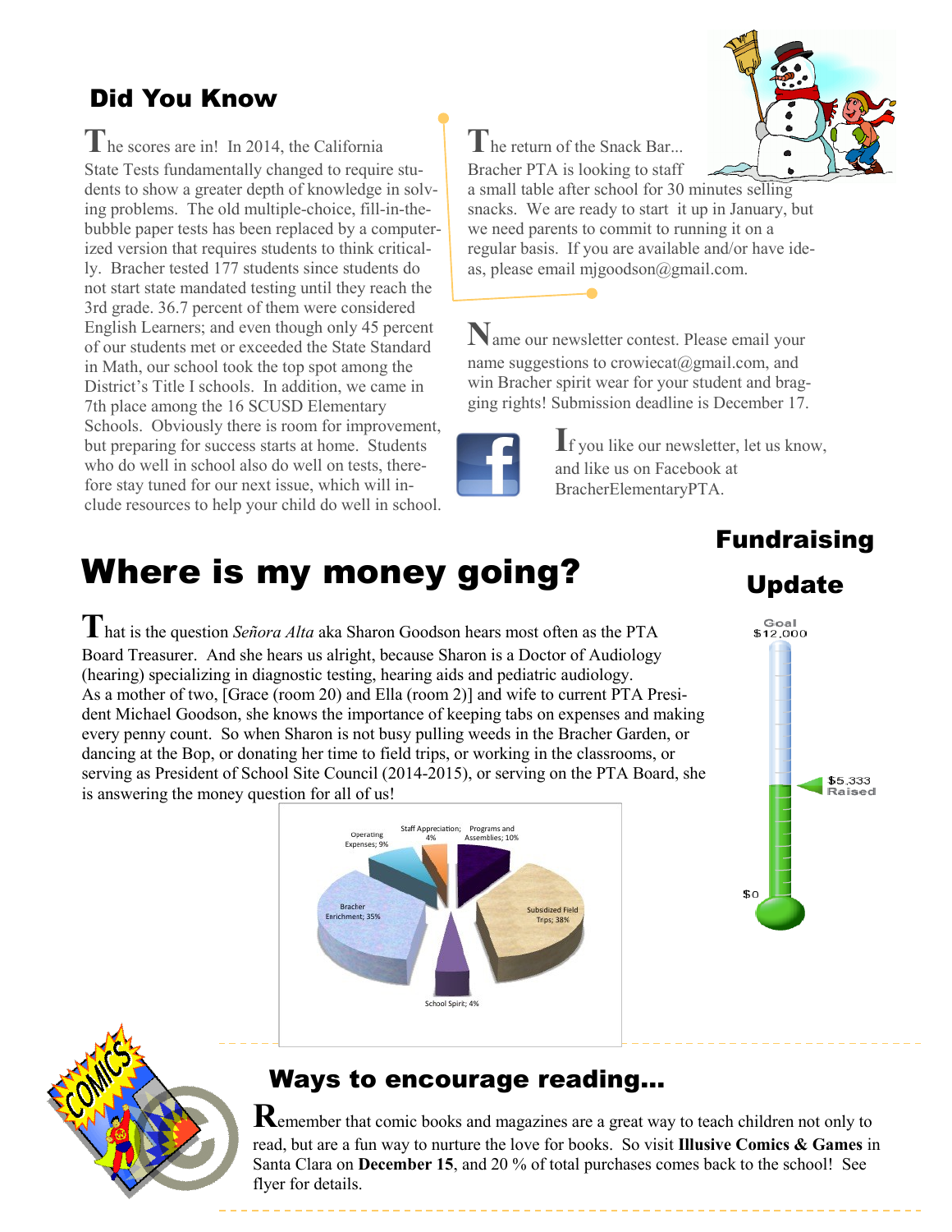## Did You Know

The scores are in! In 2014, the California State Tests fundamentally changed to require students to show a greater depth of knowledge in solving problems. The old multiple-choice, fill-in-the-bubble paper tests has been replaced by a computerized version that requires students to think critically. Bracher tested 177 students since students do not start state mandated testing until they reach the 3rd grade. 36.7 percent of them were considered English Learners; and even though only 45 percent of our students met or exceeded the State Standard in Math, our school took the top spot among the District's Title I schools. In addition, we came in 7th place among the 16 SCUSD Elementary Schools. Obviously there is room for improvement, but preparing for success starts at home. Students who do well in school also do well on tests, therefore stay tuned for our next issue, which will include resources to help your child do well in school.

The return of the Snack Bar... Bracher PTA is looking to staff a small table after school for 30 minutes selling snacks. We are ready to start it up in January, but we need parents to commit to running it on a regular basis. If you are available and/or have ideas, please email mjgoodson@gmail.com.

Name our newsletter contest. Please email your name suggestions to crowiecat@gmail.com, and win Bracher spirit wear for your student and bragging rights! Submission deadline is December 17.

If you like our newsletter, let us know, and like us on Facebook at BracherElementaryPTA.

## Where is my money going?

That is the question *Señora Alta* aka Sharon Goodson hears most often as the PTA Board Treasurer. And she hears us alright, because Sharon is a Doctor of Audiology (hearing) specializing in diagnostic testing, hearing aids and pediatric audiology. As a mother of two, [Grace (room 20) and Ella (room 2)] and wife to current PTA President Michael Goodson, she knows the importance of keeping tabs on expenses and making every penny count. So when Sharon is not busy pulling weeds in the Bracher Garden, or dancing at the Bop, or donating her time to field trips, or working in the classrooms, or serving as President of School Site Council (2014-2015), or serving on the PTA Board, she is answering the money question for all of us!

Operating Expenses; 9%
Staff Appreciation; 4%
Programs and Assemblies; 10%
Bracher Enrichment; 35%
Subsidized Field Trips; 38%
School Spirit; 4%

## Fundraising Update

Goal $12,000
$5,333 Raised
$0

## Ways to encourage reading...

Remember that comic books and magazines are a great way to teach children not only to read, but are a fun way to nurture the love for books. So visit **Illusive Comics & Games** in Santa Clara on **December 15**, and 20 % of total purchases comes back to the school! See flyer for details.